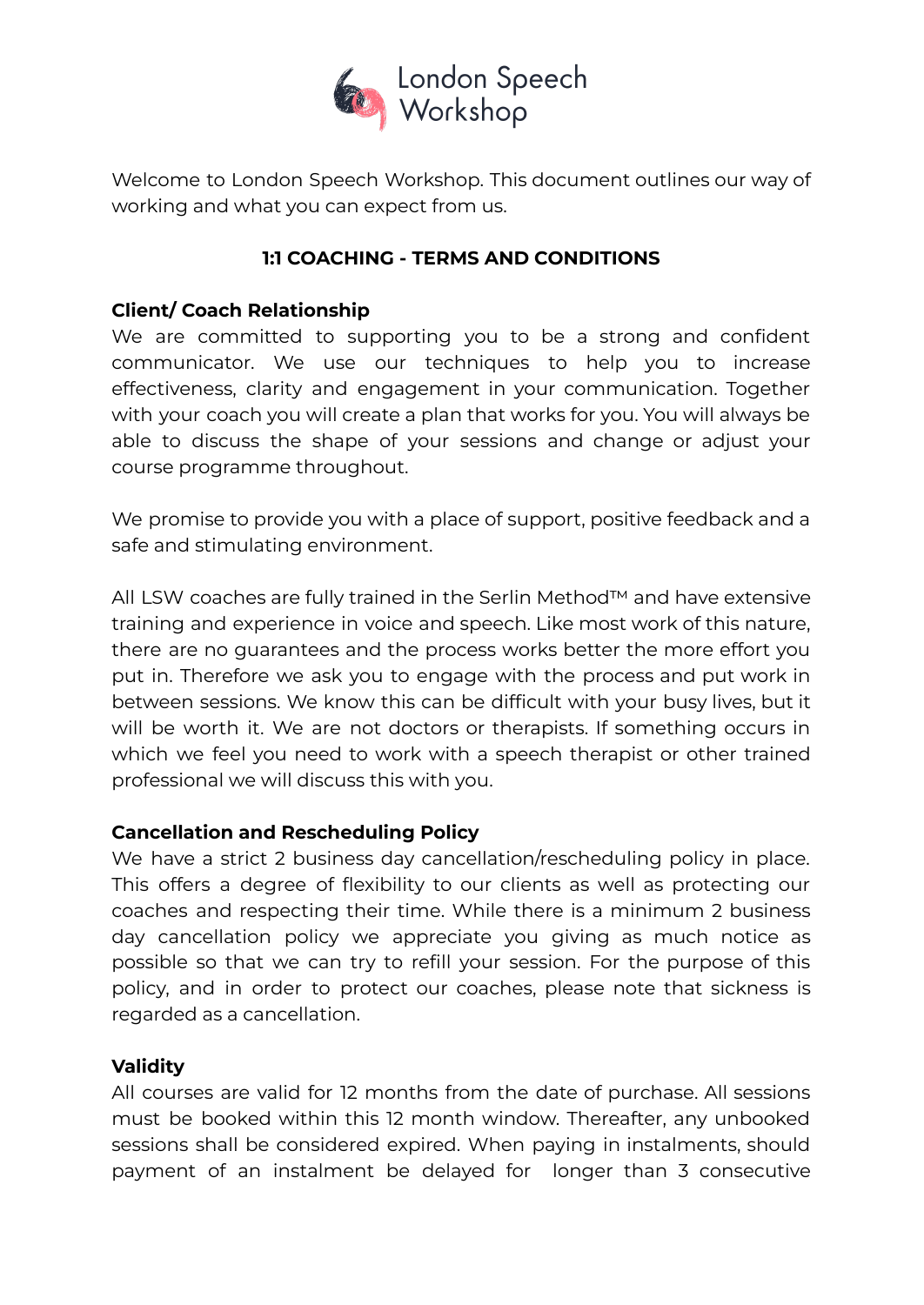London Speech Workshop

Welcome to London Speech Workshop. This document outlines our way of working and what you can expect from us.

## 1:1 COACHING - TERMS AND CONDITIONS

### Client/ Coach Relationship

We are committed to supporting you to be a strong and confident communicator. We use our techniques to help you to increase effectiveness, clarity and engagement in your communication. Together with your coach you will create a plan that works for you. You will always be able to discuss the shape of your sessions and change or adjust your course programme throughout.

We promise to provide you with a place of support, positive feedback and a safe and stimulating environment.

All LSW coaches are fully trained in the Serlin Method™ and have extensive training and experience in voice and speech. Like most work of this nature, there are no guarantees and the process works better the more effort you put in. Therefore we ask you to engage with the process and put work in between sessions. We know this can be difficult with your busy lives, but it will be worth it. We are not doctors or therapists. If something occurs in which we feel you need to work with a speech therapist or other trained professional we will discuss this with you.

### Cancellation and Rescheduling Policy

We have a strict 2 business day cancellation/rescheduling policy in place. This offers a degree of flexibility to our clients as well as protecting our coaches and respecting their time. While there is a minimum 2 business day cancellation policy we appreciate you giving as much notice as possible so that we can try to refill your session. For the purpose of this policy, and in order to protect our coaches, please note that sickness is regarded as a cancellation.

### Validity

All courses are valid for 12 months from the date of purchase. All sessions must be booked within this 12 month window. Thereafter, any unbooked sessions shall be considered expired. When paying in instalments, should payment of an instalment be delayed for longer than 3 consecutive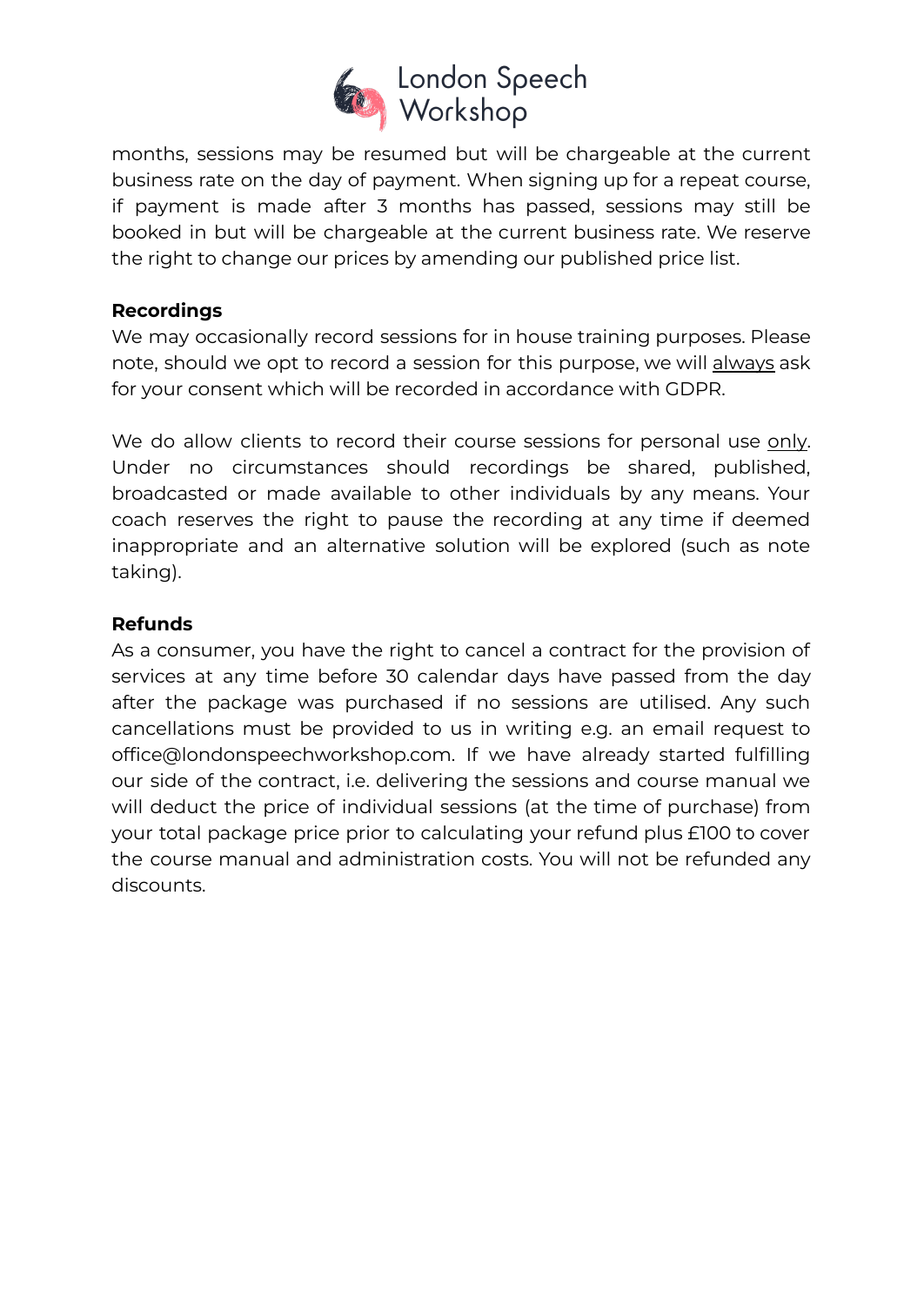months, sessions may be resumed but will be chargeable at the current business rate on the day of payment. When signing up for a repeat course, if payment is made after 3 months has passed, sessions may still be booked in but will be chargeable at the current business rate. We reserve the right to change our prices by amending our published price list.

**Recordings**

We may occasionally record sessions for in house training purposes. Please note, should we opt to record a session for this purpose, we will always ask for your consent which will be recorded in accordance with GDPR.

We do allow clients to record their course sessions for personal use only. Under no circumstances should recordings be shared, published, broadcasted or made available to other individuals by any means. Your coach reserves the right to pause the recording at any time if deemed inappropriate and an alternative solution will be explored (such as note taking).

**Refunds**

As a consumer, you have the right to cancel a contract for the provision of services at any time before 30 calendar days have passed from the day after the package was purchased if no sessions are utilised. Any such cancellations must be provided to us in writing e.g. an email request to office@londonspeechworkshop.com. If we have already started fulfilling our side of the contract, i.e. delivering the sessions and course manual we will deduct the price of individual sessions (at the time of purchase) from your total package price prior to calculating your refund plus £100 to cover the course manual and administration costs. You will not be refunded any discounts.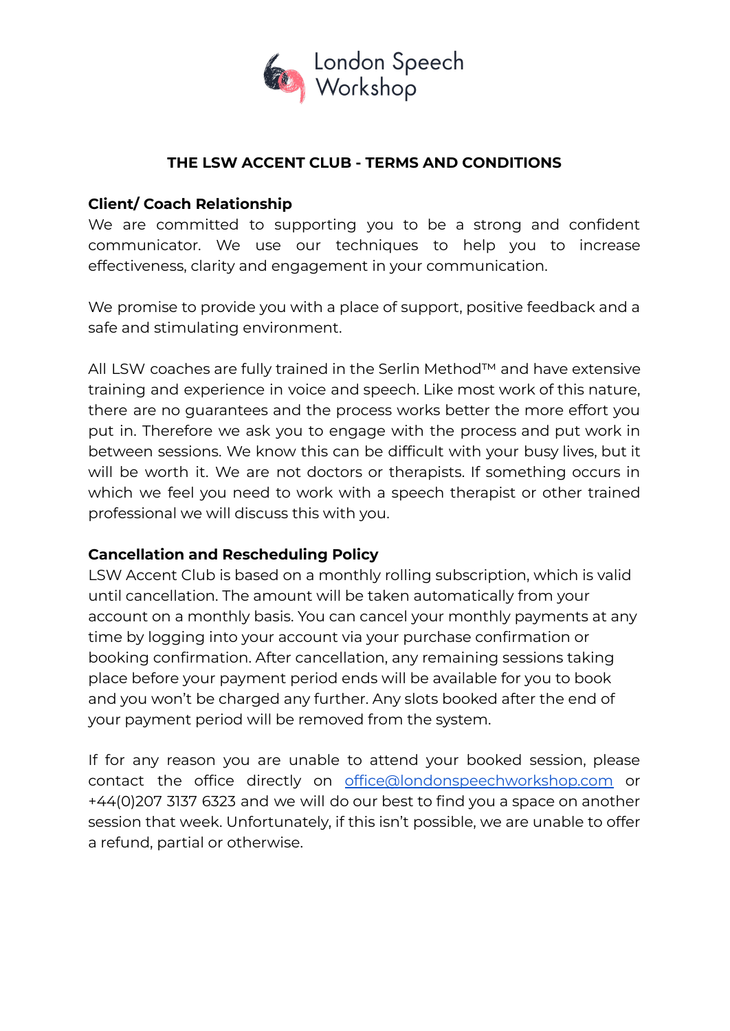London Speech Workshop

# THE LSW ACCENT CLUB - TERMS AND CONDITIONS

## Client/ Coach Relationship

We are committed to supporting you to be a strong and confident communicator. We use our techniques to help you to increase effectiveness, clarity and engagement in your communication.

We promise to provide you with a place of support, positive feedback and a safe and stimulating environment.

All LSW coaches are fully trained in the Serlin Method™ and have extensive training and experience in voice and speech. Like most work of this nature, there are no guarantees and the process works better the more effort you put in. Therefore we ask you to engage with the process and put work in between sessions. We know this can be difficult with your busy lives, but it will be worth it. We are not doctors or therapists. If something occurs in which we feel you need to work with a speech therapist or other trained professional we will discuss this with you.

## Cancellation and Rescheduling Policy

LSW Accent Club is based on a monthly rolling subscription, which is valid until cancellation. The amount will be taken automatically from your account on a monthly basis. You can cancel your monthly payments at any time by logging into your account via your purchase confirmation or booking confirmation. After cancellation, any remaining sessions taking place before your payment period ends will be available for you to book and you won't be charged any further. Any slots booked after the end of your payment period will be removed from the system.

If for any reason you are unable to attend your booked session, please contact the office directly on office@londonspeechworkshop.com or +44(0)207 3137 6323 and we will do our best to find you a space on another session that week. Unfortunately, if this isn't possible, we are unable to offer a refund, partial or otherwise.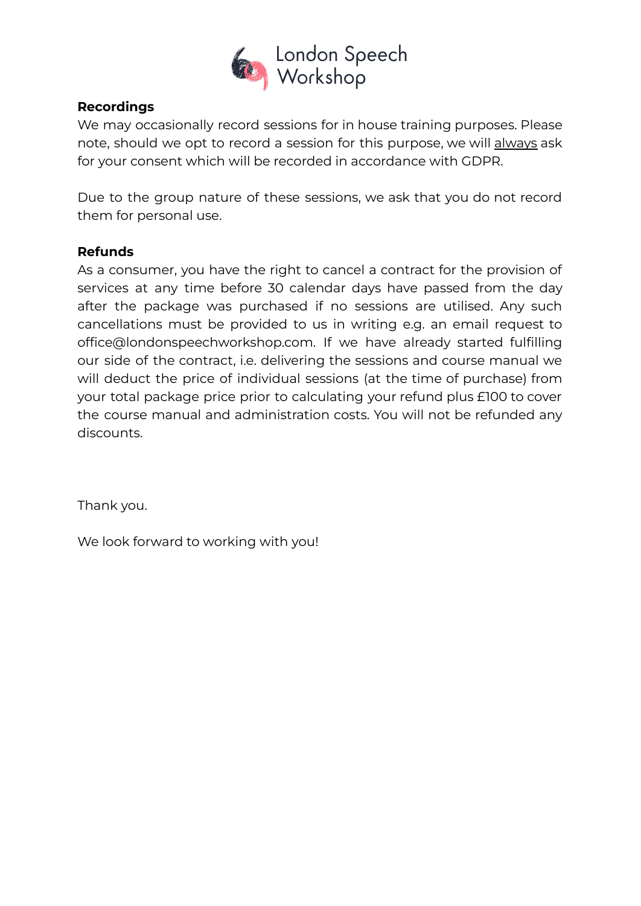**Recordings**

We may occasionally record sessions for in house training purposes. Please note, should we opt to record a session for this purpose, we will always ask for your consent which will be recorded in accordance with GDPR.

Due to the group nature of these sessions, we ask that you do not record them for personal use.

**Refunds**

As a consumer, you have the right to cancel a contract for the provision of services at any time before 30 calendar days have passed from the day after the package was purchased if no sessions are utilised. Any such cancellations must be provided to us in writing e.g. an email request to office@londonspeechworkshop.com. If we have already started fulfilling our side of the contract, i.e. delivering the sessions and course manual we will deduct the price of individual sessions (at the time of purchase) from your total package price prior to calculating your refund plus £100 to cover the course manual and administration costs. You will not be refunded any discounts.

Thank you.

We look forward to working with you!